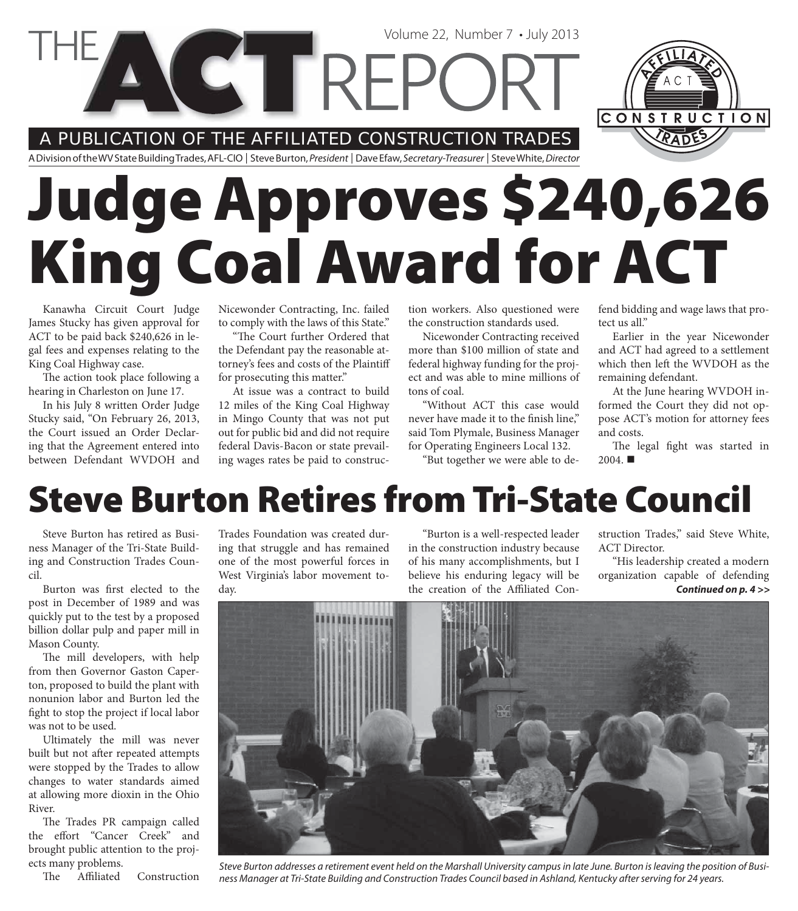# THE ACT REPORT

Volume 22, Number 7 • July 2013

A PUBLICATION OF THE AFFILIATED CONSTRUCTION TRADES

A Division of the WV State Building Trades, AFL-CIO | Steve Burton, *President* | Dave Efaw, *Secretary-Treasurer* | Steve White, *Director*

# Judge Approves $240,626 King Coal Award for ACT

Kanawha Circuit Court Judge James Stucky has given approval for ACT to be paid back $240,626 in legal fees and expenses relating to the King Coal Highway case.

The action took place following a hearing in Charleston on June 17.

In his July 8 written Order Judge Stucky said, "On February 26, 2013, the Court issued an Order Declaring that the Agreement entered into between Defendant WVDOH and Nicewonder Contracting, Inc. failed to comply with the laws of this State."

"The Court further Ordered that the Defendant pay the reasonable attorney's fees and costs of the Plaintiff for prosecuting this matter."

At issue was a contract to build 12 miles of the King Coal Highway in Mingo County that was not put out for public bid and did not require federal Davis-Bacon or state prevailing wages rates be paid to construction workers. Also questioned were the construction standards used.

Nicewonder Contracting received more than $100 million of state and federal highway funding for the project and was able to mine millions of tons of coal.

"Without ACT this case would never have made it to the finish line," said Tom Plymale, Business Manager for Operating Engineers Local 132.

"But together we were able to defend bidding and wage laws that protect us all."

Earlier in the year Nicewonder and ACT had agreed to a settlement which then left the WVDOH as the remaining defendant.

At the June hearing WVDOH informed the Court they did not oppose ACT's motion for attorney fees and costs.

The legal fight was started in 2004. ■

# Steve Burton Retires from Tri-State Council

Steve Burton has retired as Business Manager of the Tri-State Building and Construction Trades Council.

Burton was first elected to the post in December of 1989 and was quickly put to the test by a proposed billion dollar pulp and paper mill in Mason County.

The mill developers, with help from then Governor Gaston Caperton, proposed to build the plant with nonunion labor and Burton led the fight to stop the project if local labor was not to be used.

Ultimately the mill was never built but not after repeated attempts were stopped by the Trades to allow changes to water standards aimed at allowing more dioxin in the Ohio River.

The Trades PR campaign called the effort "Cancer Creek" and brought public attention to the projects many problems.

The Affiliated Construction Trades Foundation was created during that struggle and has remained one of the most powerful forces in West Virginia's labor movement today.

"Burton is a well-respected leader in the construction industry because of his many accomplishments, but I believe his enduring legacy will be the creation of the Affiliated Construction Trades," said Steve White, ACT Director.

"His leadership created a modern organization capable of defending

***Continued on p. 4 >>***

*Steve Burton addresses a retirement event held on the Marshall University campus in late June. Burton is leaving the position of Business Manager at Tri-State Building and Construction Trades Council based in Ashland, Kentucky after serving for 24 years.*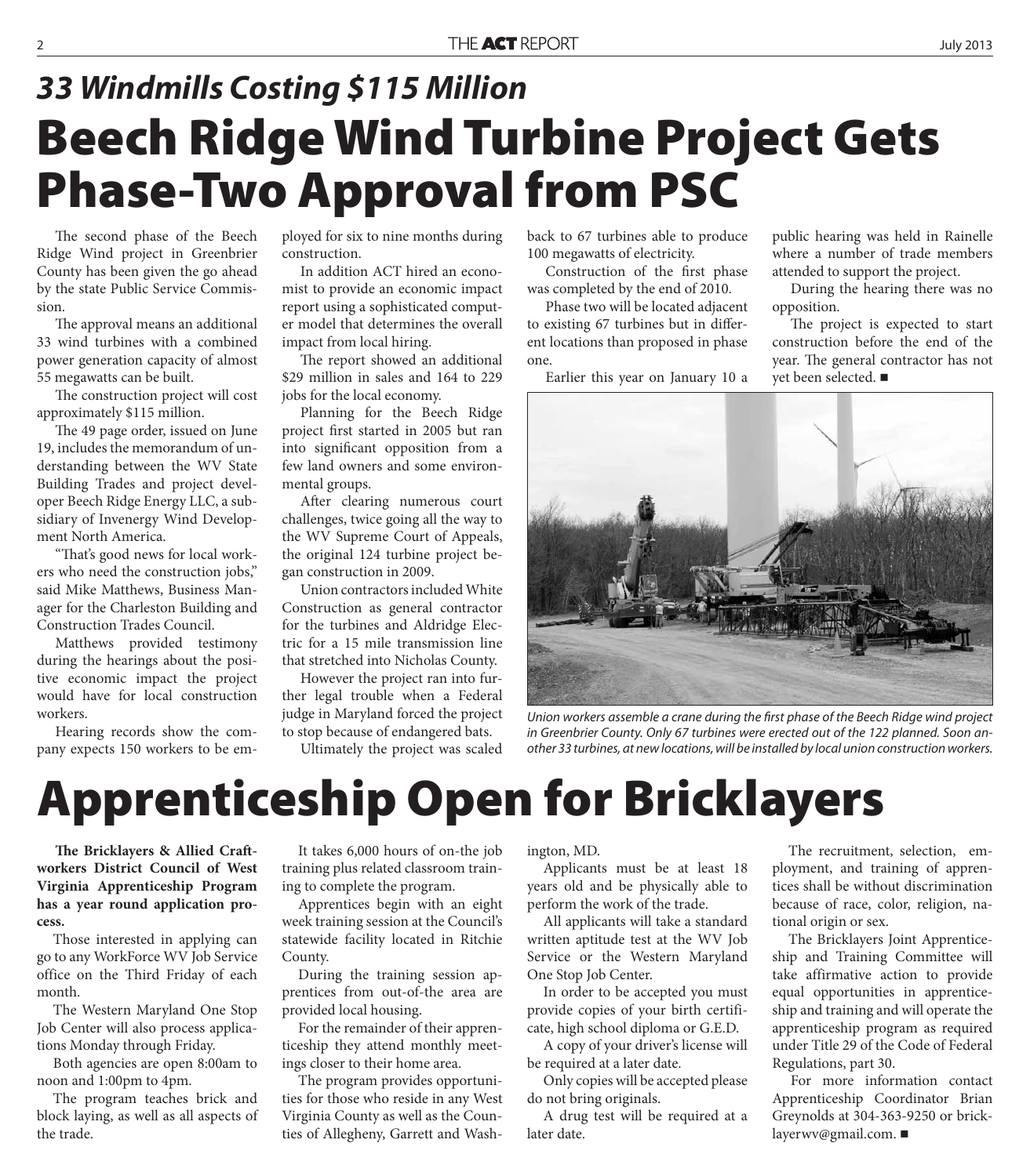## 33 Windmills Costing $115 Million

# Beech Ridge Wind Turbine Project Gets Phase-Two Approval from PSC

The second phase of the Beech Ridge Wind project in Greenbrier County has been given the go ahead by the state Public Service Commission.

The approval means an additional 33 wind turbines with a combined power generation capacity of almost 55 megawatts can be built.

The construction project will cost approximately $115 million.

The 49 page order, issued on June 19, includes the memorandum of understanding between the WV State Building Trades and project developer Beech Ridge Energy LLC, a subsidiary of Invenergy Wind Development North America.

"That's good news for local workers who need the construction jobs," said Mike Matthews, Business Manager for the Charleston Building and Construction Trades Council.

Matthews provided testimony during the hearings about the positive economic impact the project would have for local construction workers.

Hearing records show the company expects 150 workers to be employed for six to nine months during construction.

In addition ACT hired an economist to provide an economic impact report using a sophisticated computer model that determines the overall impact from local hiring.

The report showed an additional $29 million in sales and 164 to 229 jobs for the local economy.

Planning for the Beech Ridge project first started in 2005 but ran into significant opposition from a few land owners and some environmental groups.

After clearing numerous court challenges, twice going all the way to the WV Supreme Court of Appeals, the original 124 turbine project began construction in 2009.

Union contractors included White Construction as general contractor for the turbines and Aldridge Electric for a 15 mile transmission line that stretched into Nicholas County.

However the project ran into further legal trouble when a Federal judge in Maryland forced the project to stop because of endangered bats.

Ultimately the project was scaled back to 67 turbines able to produce 100 megawatts of electricity.

Construction of the first phase was completed by the end of 2010.

Phase two will be located adjacent to existing 67 turbines but in different locations than proposed in phase one.

Earlier this year on January 10 a public hearing was held in Rainelle where a number of trade members attended to support the project.

During the hearing there was no opposition.

The project is expected to start construction before the end of the year. The general contractor has not yet been selected. ■

*Union workers assemble a crane during the first phase of the Beech Ridge wind project in Greenbrier County. Only 67 turbines were erected out of the 122 planned. Soon another 33 turbines, at new locations, will be installed by local union construction workers.*

# Apprenticeship Open for Bricklayers

**The Bricklayers & Allied Craftworkers District Council of West Virginia Apprenticeship Program has a year round application process.**

Those interested in applying can go to any WorkForce WV Job Service office on the Third Friday of each month.

The Western Maryland One Stop Job Center will also process applications Monday through Friday.

Both agencies are open 8:00am to noon and 1:00pm to 4pm.

The program teaches brick and block laying, as well as all aspects of the trade.

It takes 6,000 hours of on-the job training plus related classroom training to complete the program.

Apprentices begin with an eight week training session at the Council's statewide facility located in Ritchie County.

During the training session apprentices from out-of-the area are provided local housing.

For the remainder of their apprenticeship they attend monthly meetings closer to their home area.

The program provides opportunities for those who reside in any West Virginia County as well as the Counties of Allegheny, Garrett and Washington, MD.

Applicants must be at least 18 years old and be physically able to perform the work of the trade.

All applicants will take a standard written aptitude test at the WV Job Service or the Western Maryland One Stop Job Center.

In order to be accepted you must provide copies of your birth certificate, high school diploma or G.E.D.

A copy of your driver's license will be required at a later date.

Only copies will be accepted please do not bring originals.

A drug test will be required at a later date.

The recruitment, selection, employment, and training of apprentices shall be without discrimination because of race, color, religion, national origin or sex.

The Bricklayers Joint Apprenticeship and Training Committee will take affirmative action to provide equal opportunities in apprenticeship and training and will operate the apprenticeship program as required under Title 29 of the Code of Federal Regulations, part 30.

For more information contact Apprenticeship Coordinator Brian Greynolds at 304-363-9250 or bricklayerwv@gmail.com. ■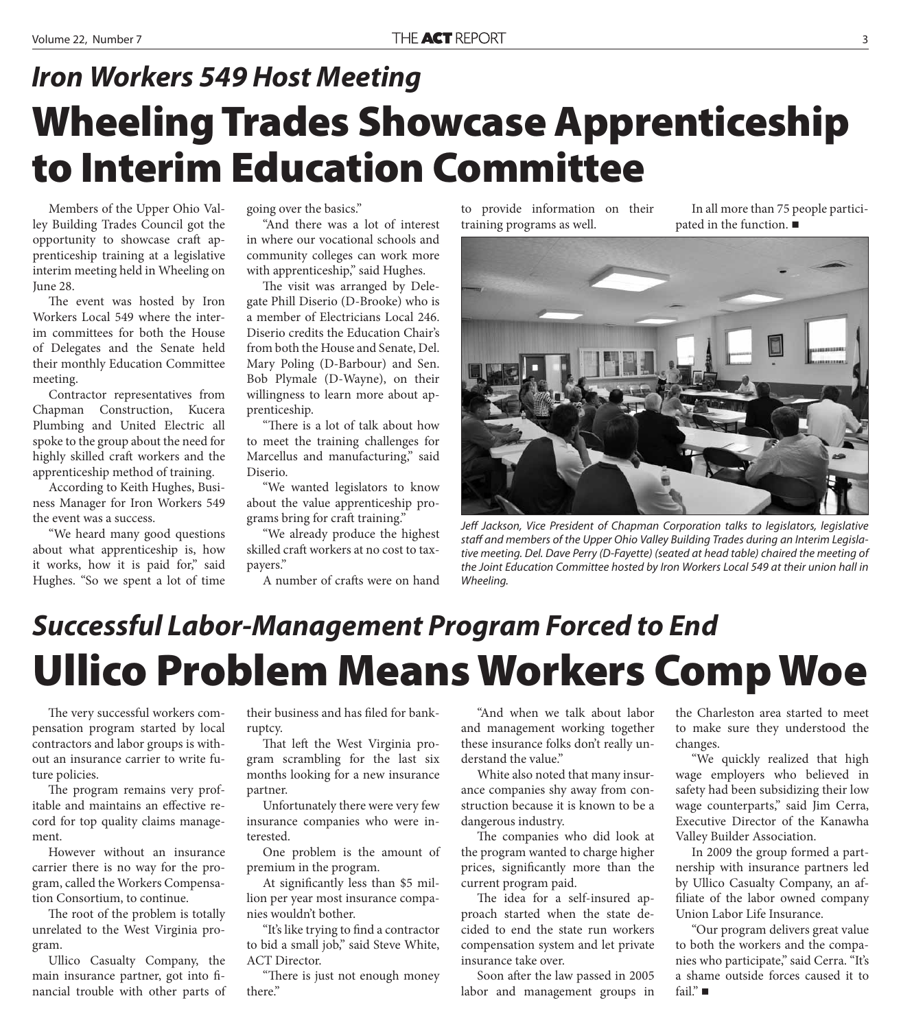## *Iron Workers 549 Host Meeting*

# Wheeling Trades Showcase Apprenticeship to Interim Education Committee

Members of the Upper Ohio Valley Building Trades Council got the opportunity to showcase craft apprenticeship training at a legislative interim meeting held in Wheeling on June 28.

The event was hosted by Iron Workers Local 549 where the interim committees for both the House of Delegates and the Senate held their monthly Education Committee meeting.

Contractor representatives from Chapman Construction, Kucera Plumbing and United Electric all spoke to the group about the need for highly skilled craft workers and the apprenticeship method of training.

According to Keith Hughes, Business Manager for Iron Workers 549 the event was a success.

"We heard many good questions about what apprenticeship is, how it works, how it is paid for," said Hughes. "So we spent a lot of time going over the basics."

"And there was a lot of interest in where our vocational schools and community colleges can work more with apprenticeship," said Hughes.

The visit was arranged by Delegate Phill Diserio (D-Brooke) who is a member of Electricians Local 246. Diserio credits the Education Chair's from both the House and Senate, Del. Mary Poling (D-Barbour) and Sen. Bob Plymale (D-Wayne), on their willingness to learn more about apprenticeship.

"There is a lot of talk about how to meet the training challenges for Marcellus and manufacturing," said Diserio.

"We wanted legislators to know about the value apprenticeship programs bring for craft training."

"We already produce the highest skilled craft workers at no cost to taxpayers."

A number of crafts were on hand to provide information on their training programs as well.

In all more than 75 people participated in the function. ■

*Jeff Jackson, Vice President of Chapman Corporation talks to legislators, legislative staff and members of the Upper Ohio Valley Building Trades during an Interim Legislative meeting. Del. Dave Perry (D-Fayette) (seated at head table) chaired the meeting of the Joint Education Committee hosted by Iron Workers Local 549 at their union hall in Wheeling.*

## *Successful Labor-Management Program Forced to End*

# Ullico Problem Means Workers Comp Woe

The very successful workers compensation program started by local contractors and labor groups is without an insurance carrier to write future policies.

The program remains very profitable and maintains an effective record for top quality claims management.

However without an insurance carrier there is no way for the program, called the Workers Compensation Consortium, to continue.

The root of the problem is totally unrelated to the West Virginia program.

Ullico Casualty Company, the main insurance partner, got into financial trouble with other parts of their business and has filed for bankruptcy.

That left the West Virginia program scrambling for the last six months looking for a new insurance partner.

Unfortunately there were very few insurance companies who were interested.

One problem is the amount of premium in the program.

At significantly less than $5 million per year most insurance companies wouldn't bother.

"It's like trying to find a contractor to bid a small job," said Steve White, ACT Director.

"There is just not enough money there."

"And when we talk about labor and management working together these insurance folks don't really understand the value."

White also noted that many insurance companies shy away from construction because it is known to be a dangerous industry.

The companies who did look at the program wanted to charge higher prices, significantly more than the current program paid.

The idea for a self-insured approach started when the state decided to end the state run workers compensation system and let private insurance take over.

Soon after the law passed in 2005 labor and management groups in the Charleston area started to meet to make sure they understood the changes.

"We quickly realized that high wage employers who believed in safety had been subsidizing their low wage counterparts," said Jim Cerra, Executive Director of the Kanawha Valley Builder Association.

In 2009 the group formed a partnership with insurance partners led by Ullico Casualty Company, an affiliate of the labor owned company Union Labor Life Insurance.

"Our program delivers great value to both the workers and the companies who participate," said Cerra. "It's a shame outside forces caused it to fail." ■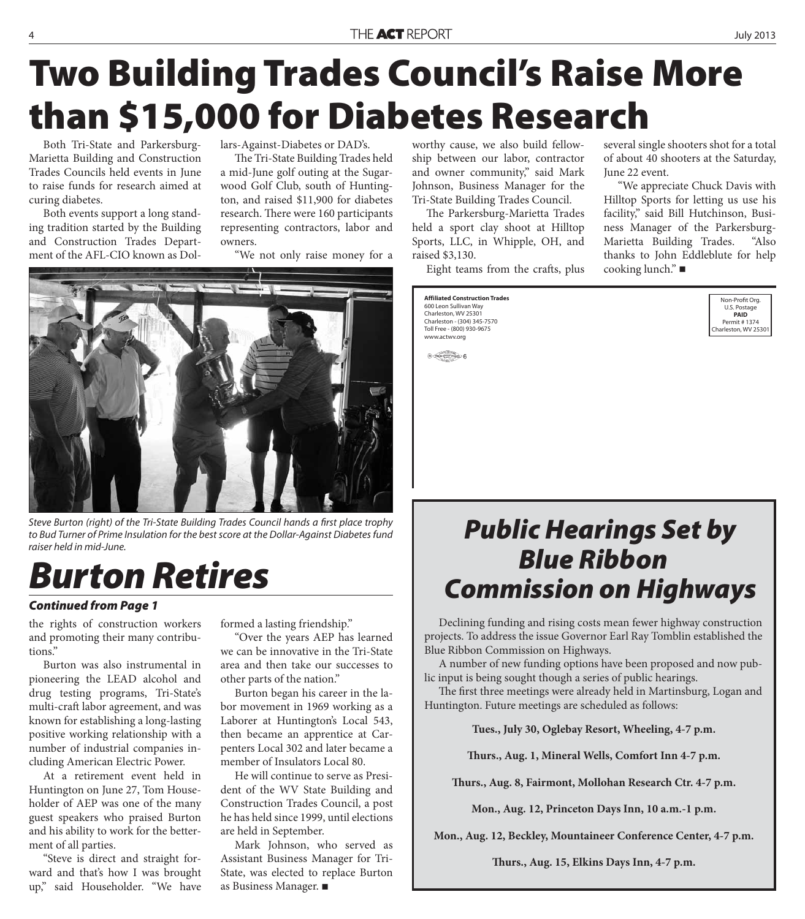# Two Building Trades Council's Raise More than $15,000 for Diabetes Research

Both Tri-State and Parkersburg-Marietta Building and Construction Trades Councils held events in June to raise funds for research aimed at curing diabetes.

Both events support a long standing tradition started by the Building and Construction Trades Department of the AFL-CIO known as Dollars-Against-Diabetes or DAD's.

The Tri-State Building Trades held a mid-June golf outing at the Sugarwood Golf Club, south of Huntington, and raised $11,900 for diabetes research. There were 160 participants representing contractors, labor and owners.

"We not only raise money for a worthy cause, we also build fellowship between our labor, contractor and owner community," said Mark Johnson, Business Manager for the Tri-State Building Trades Council.

The Parkersburg-Marietta Trades held a sport clay shoot at Hilltop Sports, LLC, in Whipple, OH, and raised $3,130.

Eight teams from the crafts, plus several single shooters shot for a total of about 40 shooters at the Saturday, June 22 event.

"We appreciate Chuck Davis with Hilltop Sports for letting us use his facility," said Bill Hutchinson, Business Manager of the Parkersburg-Marietta Building Trades. "Also thanks to John Eddleblute for help cooking lunch." ■

*Steve Burton (right) of the Tri-State Building Trades Council hands a first place trophy to Bud Turner of Prime Insulation for the best score at the Dollar-Against Diabetes fund raiser in mid-June.*

**Affiliated Construction Trades**
600 Leon Sullivan Way
Charleston, WV 25301
Charleston - (304) 345-7570
Toll Free - (800) 930-9675
www.actwv.org

Non-Profit Org.
U.S. Postage
**PAID**
Permit # 1374
Charleston, WV 25301

# *Burton Retires*

***Continued from Page 1***

the rights of construction workers and promoting their many contributions."

Burton was also instrumental in pioneering the LEAD alcohol and drug testing programs, Tri-State's multi-craft labor agreement, and was known for establishing a long-lasting positive working relationship with a number of industrial companies including American Electric Power.

At a retirement event held in Huntington on June 27, Tom Householder of AEP was one of the many guest speakers who praised Burton and his ability to work for the betterment of all parties.

"Steve is direct and straight forward and that's how I was brought up," said Householder. "We have formed a lasting friendship."

"Over the years AEP has learned we can be innovative in the Tri-State area and then take our successes to other parts of the nation."

Burton began his career in the labor movement in 1969 working as a Laborer at Huntington's Local 543, then became an apprentice at Carpenters Local 302 and later became a member of Insulators Local 80.

He will continue to serve as President of the WV State Building and Construction Trades Council, a post he has held since 1999, until elections are held in September.

Mark Johnson, who served as Assistant Business Manager for Tri-State, was elected to replace Burton as Business Manager. ■

# *Public Hearings Set by Blue Ribbon Commission on Highways*

Declining funding and rising costs mean fewer highway construction projects. To address the issue Governor Earl Ray Tomblin established the Blue Ribbon Commission on Highways.

A number of new funding options have been proposed and now public input is being sought though a series of public hearings.

The first three meetings were already held in Martinsburg, Logan and Huntington. Future meetings are scheduled as follows:

**Tues., July 30, Oglebay Resort, Wheeling, 4-7 p.m.**

**Thurs., Aug. 1, Mineral Wells, Comfort Inn 4-7 p.m.**

**Thurs., Aug. 8, Fairmont, Mollohan Research Ctr. 4-7 p.m.**

**Mon., Aug. 12, Princeton Days Inn, 10 a.m.-1 p.m.**

**Mon., Aug. 12, Beckley, Mountaineer Conference Center, 4-7 p.m.**

**Thurs., Aug. 15, Elkins Days Inn, 4-7 p.m.**